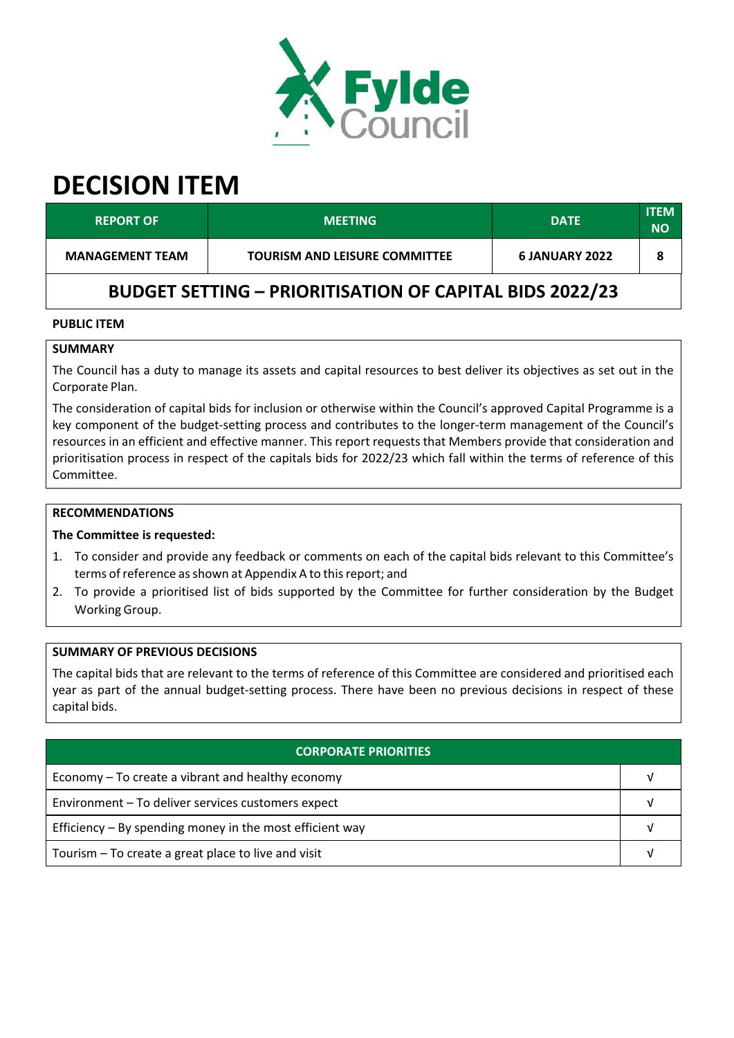# DECISION ITEM

| REPORT OF | MEETING | DATE | ITEM NO |
|---|---|---|---|
| MANAGEMENT TEAM | TOURISM AND LEISURE COMMITTEE | 6 JANUARY 2022 | 8 |

## BUDGET SETTING – PRIORITISATION OF CAPITAL BIDS 2022/23

**PUBLIC ITEM**

### SUMMARY

The Council has a duty to manage its assets and capital resources to best deliver its objectives as set out in the Corporate Plan.

The consideration of capital bids for inclusion or otherwise within the Council's approved Capital Programme is a key component of the budget-setting process and contributes to the longer-term management of the Council's resources in an efficient and effective manner. This report requests that Members provide that consideration and prioritisation process in respect of the capitals bids for 2022/23 which fall within the terms of reference of this Committee.

### RECOMMENDATIONS

**The Committee is requested:**

1. To consider and provide any feedback or comments on each of the capital bids relevant to this Committee's terms of reference as shown at Appendix A to this report; and
2. To provide a prioritised list of bids supported by the Committee for further consideration by the Budget Working Group.

### SUMMARY OF PREVIOUS DECISIONS

The capital bids that are relevant to the terms of reference of this Committee are considered and prioritised each year as part of the annual budget-setting process. There have been no previous decisions in respect of these capital bids.

| CORPORATE PRIORITIES | |
|---|---|
| Economy – To create a vibrant and healthy economy | √ |
| Environment – To deliver services customers expect | √ |
| Efficiency – By spending money in the most efficient way | √ |
| Tourism – To create a great place to live and visit | √ |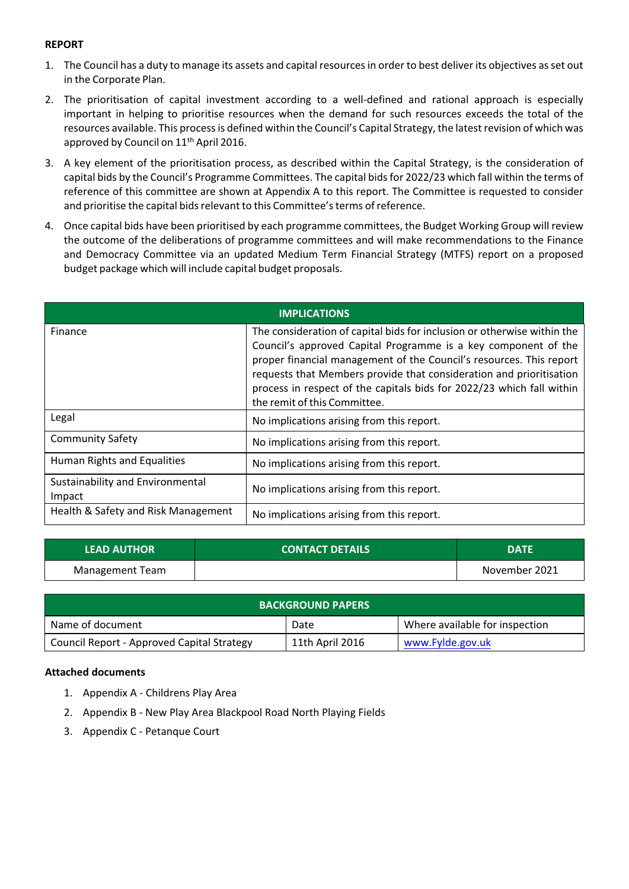**REPORT**

1. The Council has a duty to manage its assets and capital resources in order to best deliver its objectives as set out in the Corporate Plan.

2. The prioritisation of capital investment according to a well-defined and rational approach is especially important in helping to prioritise resources when the demand for such resources exceeds the total of the resources available. This process is defined within the Council's Capital Strategy, the latest revision of which was approved by Council on 11th April 2016.

3. A key element of the prioritisation process, as described within the Capital Strategy, is the consideration of capital bids by the Council's Programme Committees. The capital bids for 2022/23 which fall within the terms of reference of this committee are shown at Appendix A to this report. The Committee is requested to consider and prioritise the capital bids relevant to this Committee's terms of reference.

4. Once capital bids have been prioritised by each programme committees, the Budget Working Group will review the outcome of the deliberations of programme committees and will make recommendations to the Finance and Democracy Committee via an updated Medium Term Financial Strategy (MTFS) report on a proposed budget package which will include capital budget proposals.

| IMPLICATIONS | |
|---|---|
| Finance | The consideration of capital bids for inclusion or otherwise within the Council's approved Capital Programme is a key component of the proper financial management of the Council's resources. This report requests that Members provide that consideration and prioritisation process in respect of the capitals bids for 2022/23 which fall within the remit of this Committee. |
| Legal | No implications arising from this report. |
| Community Safety | No implications arising from this report. |
| Human Rights and Equalities | No implications arising from this report. |
| Sustainability and Environmental Impact | No implications arising from this report. |
| Health & Safety and Risk Management | No implications arising from this report. |

| LEAD AUTHOR | CONTACT DETAILS | DATE |
|---|---|---|
| Management Team | | November 2021 |

| BACKGROUND PAPERS | | |
|---|---|---|
| Name of document | Date | Where available for inspection |
| Council Report - Approved Capital Strategy | 11th April 2016 | www.Fylde.gov.uk |

**Attached documents**

1. Appendix A - Childrens Play Area
2. Appendix B - New Play Area Blackpool Road North Playing Fields
3. Appendix C - Petanque Court